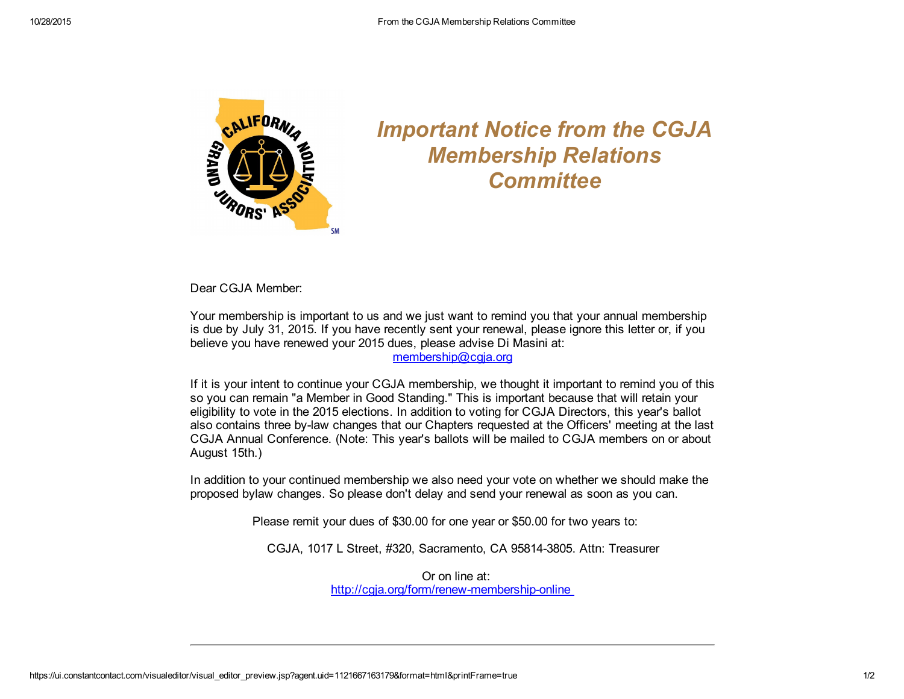# *Important Notice from the CGJA Membership Relations Committee*

Dear CGJA Member:

Your membership is important to us and we just want to remind you that your annual membership is due by July 31, 2015. If you have recently sent your renewal, please ignore this letter or, if you believe you have renewed your 2015 dues, please advise Di Masini at: [membership@cgja.org](mailto:membership@cgja.org)

If it is your intent to continue your CGJA membership, we thought it important to remind you of this so you can remain "a Member in Good Standing." This is important because that will retain your eligibility to vote in the 2015 elections. In addition to voting for CGJA Directors, this year's ballot also contains three by-law changes that our Chapters requested at the Officers' meeting at the last CGJA Annual Conference. (Note: This year's ballots will be mailed to CGJA members on or about August 15th.)

In addition to your continued membership we also need your vote on whether we should make the proposed bylaw changes. So please don't delay and send your renewal as soon as you can.

Please remit your dues of $30.00 for one year or $50.00 for two years to:

CGJA, 1017 L Street, #320, Sacramento, CA 95814-3805. Attn: Treasurer

Or on line at:
[http://cgja.org/form/renew-membership-online](http://cgja.org/form/renew-membership-online)

---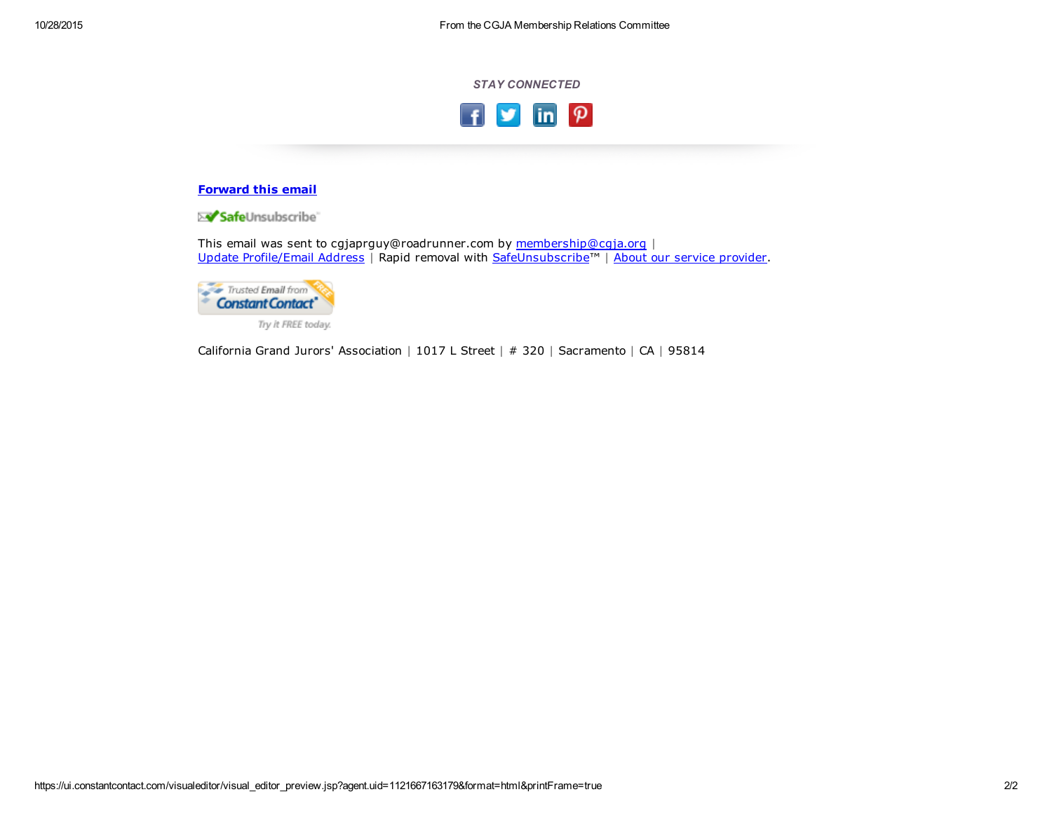***STAY CONNECTED***

**Forward this email**

SafeUnsubscribe™

This email was sent to cgjaprguy@roadrunner.com by membership@cgja.org | Update Profile/Email Address | Rapid removal with SafeUnsubscribe™ | About our service provider.

Trusted Email from Constant Contact® — Try it FREE today.

California Grand Jurors' Association | 1017 L Street | # 320 | Sacramento | CA | 95814